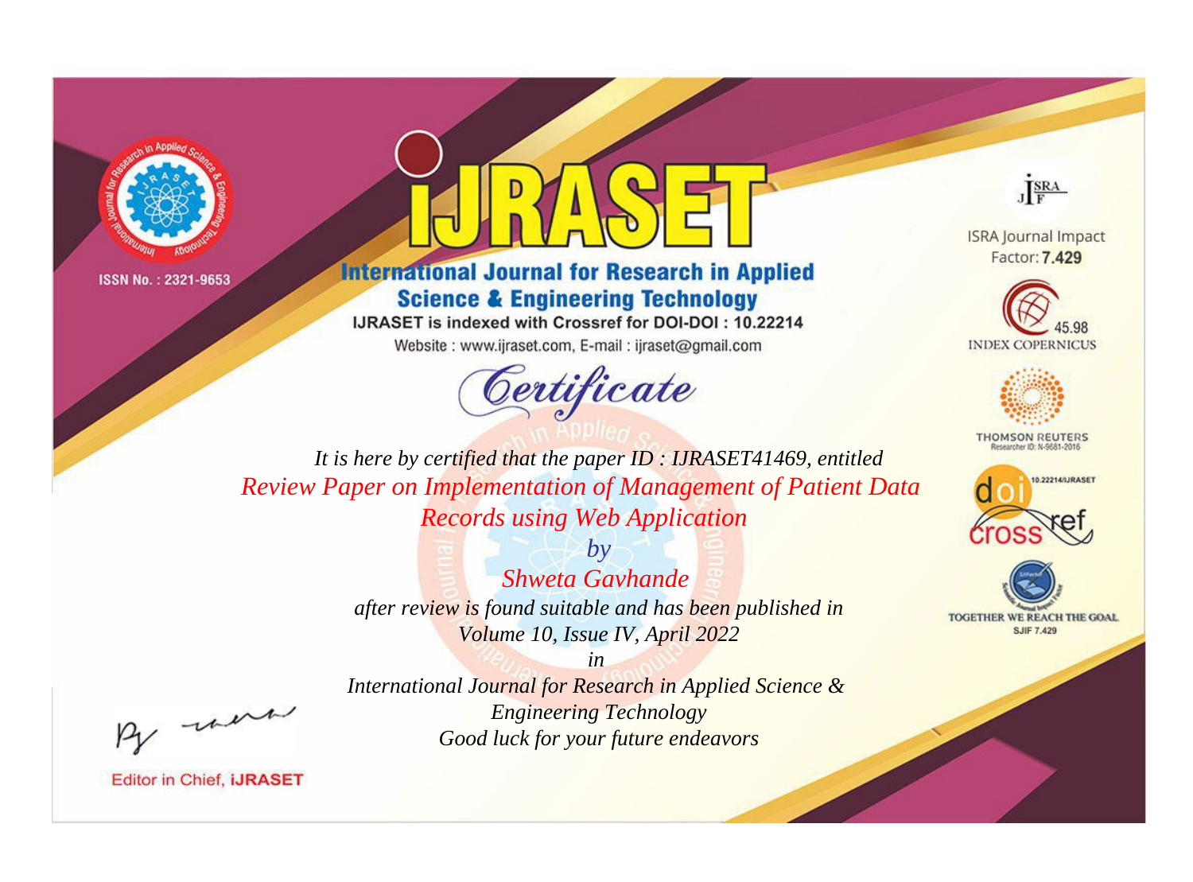ISSN No. : 2321-9653

# IJRASET

## International Journal for Research in Applied Science & Engineering Technology

IJRASET is indexed with Crossref for DOI-DOI : 10.22214

Website : www.ijraset.com, E-mail : ijraset@gmail.com

ISRA Journal Impact Factor: **7.429**

45.98 INDEX COPERNICUS

THOMSON REUTERS Researcher ID: N-9681-2016

10.22214/IJRASET

TOGETHER WE REACH THE GOAL SJIF 7.429

## Certificate

*It is here by certified that the paper ID : IJRASET41469, entitled*

*Review Paper on Implementation of Management of Patient Data Records using Web Application*

*by*

*Shweta Gavhande*

*after review is found suitable and has been published in*

*Volume 10, Issue IV, April 2022*

*in*

*International Journal for Research in Applied Science & Engineering Technology*

*Good luck for your future endeavors*

Editor in Chief, **iJRASET**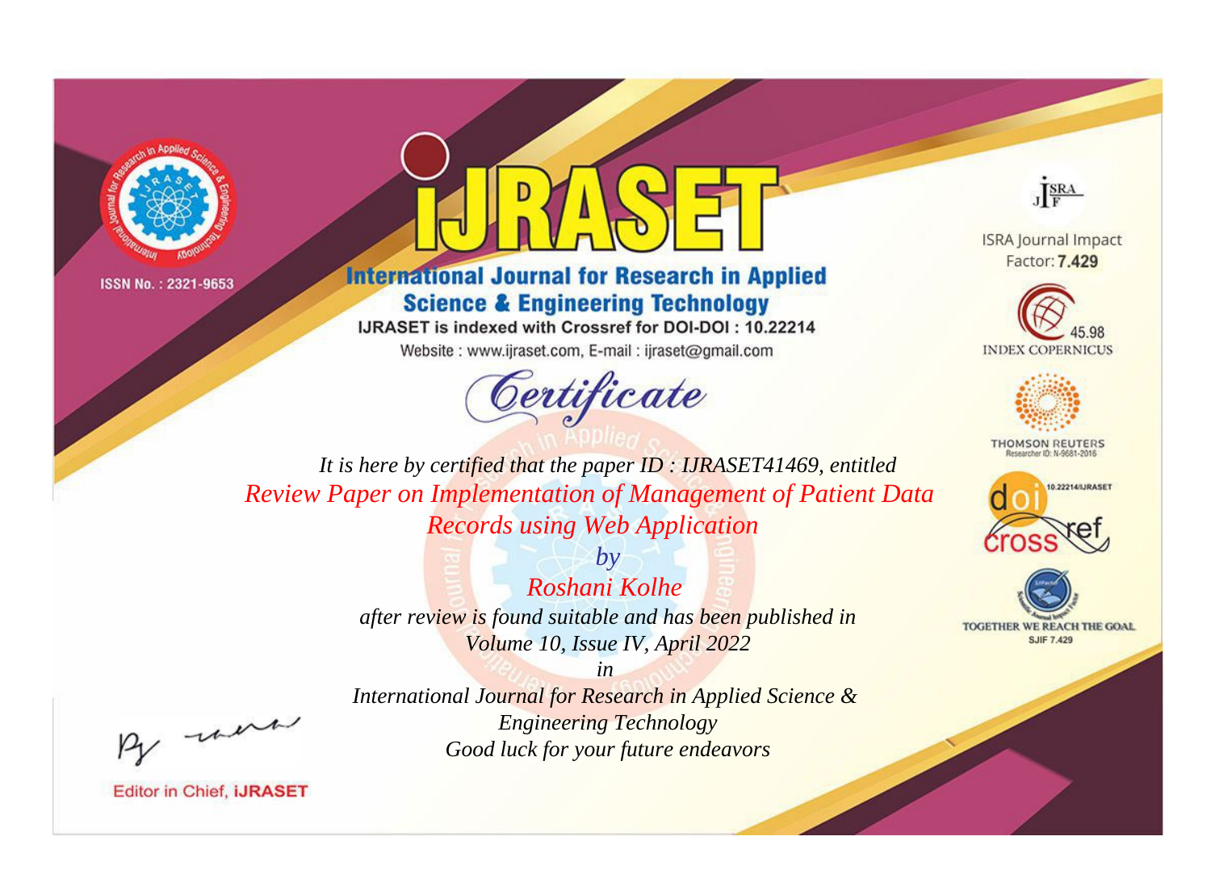ISSN No. : 2321-9653

# iJRASET

## International Journal for Research in Applied Science & Engineering Technology

IJRASET is indexed with Crossref for DOI-DOI : 10.22214

Website : www.ijraset.com, E-mail : ijraset@gmail.com

*Certificate*

*It is here by certified that the paper ID : IJRASET41469, entitled*

*Review Paper on Implementation of Management of Patient Data Records using Web Application*

*by*

*Roshani Kolhe*

*after review is found suitable and has been published in*

*Volume 10, Issue IV, April 2022*

*in*

*International Journal for Research in Applied Science & Engineering Technology*

*Good luck for your future endeavors*

Editor in Chief, iJRASET

ISRA Journal Impact Factor: **7.429**

45.98 INDEX COPERNICUS

THOMSON REUTERS Researcher ID: N-9681-2016

10.22214/IJRASET

crossref

TOGETHER WE REACH THE GOAL SJIF 7.429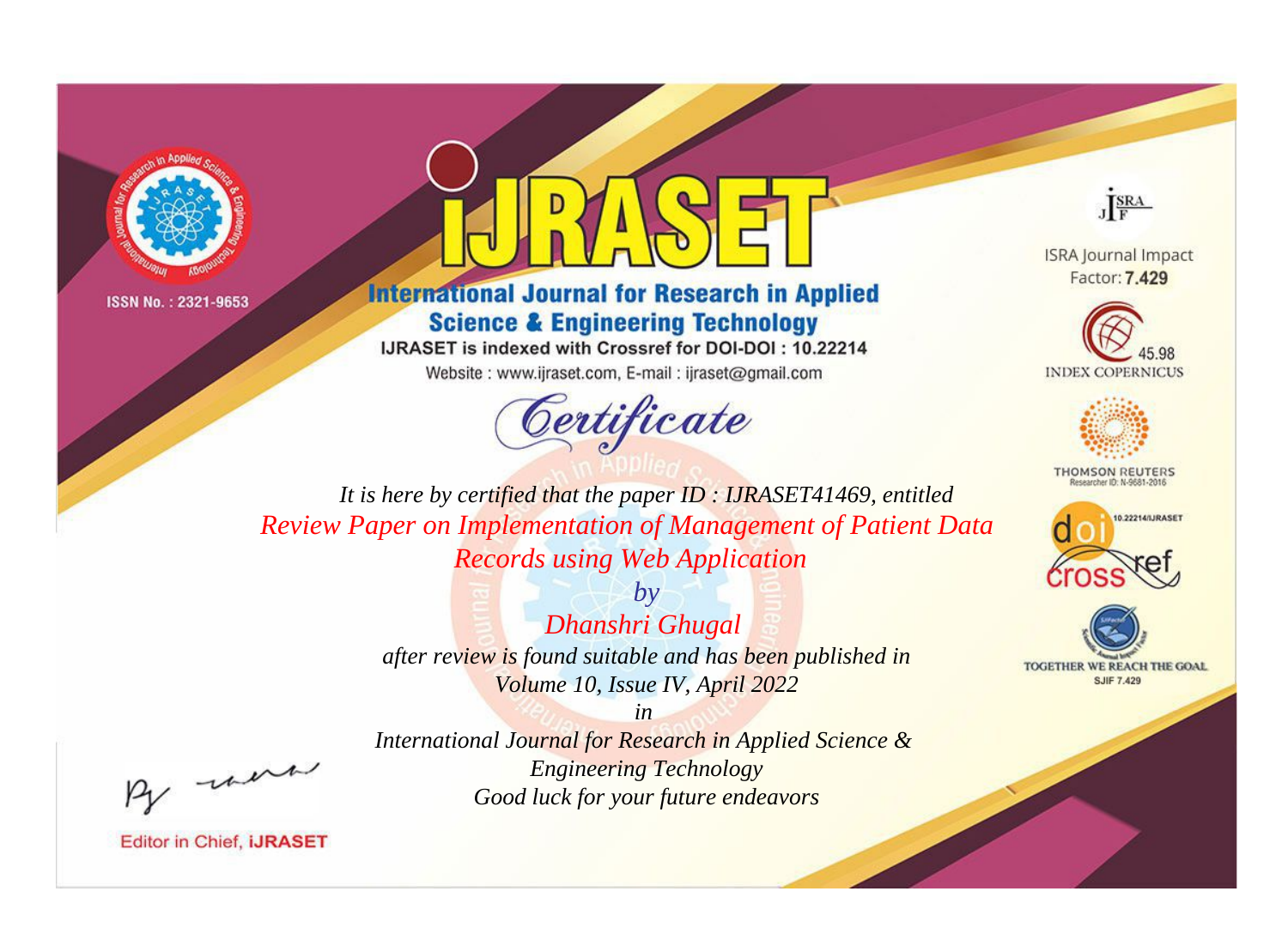ISSN No. : 2321-9653

# iJRASET

## International Journal for Research in Applied Science & Engineering Technology

IJRASET is indexed with Crossref for DOI-DOI : 10.22214

Website : www.ijraset.com, E-mail : ijraset@gmail.com

ISRA Journal Impact Factor: **7.429**

45.98 INDEX COPERNICUS

THOMSON REUTERS Researcher ID: N-9681-2016

10.22214/IJRASET

TOGETHER WE REACH THE GOAL SJIF 7.429

*Certificate*

*It is here by certified that the paper ID : IJRASET41469, entitled*

*Review Paper on Implementation of Management of Patient Data Records using Web Application*

*by*

*Dhanshri Ghugal*

*after review is found suitable and has been published in*

*Volume 10, Issue IV, April 2022*

*in*

*International Journal for Research in Applied Science & Engineering Technology*

*Good luck for your future endeavors*

Editor in Chief, **iJRASET**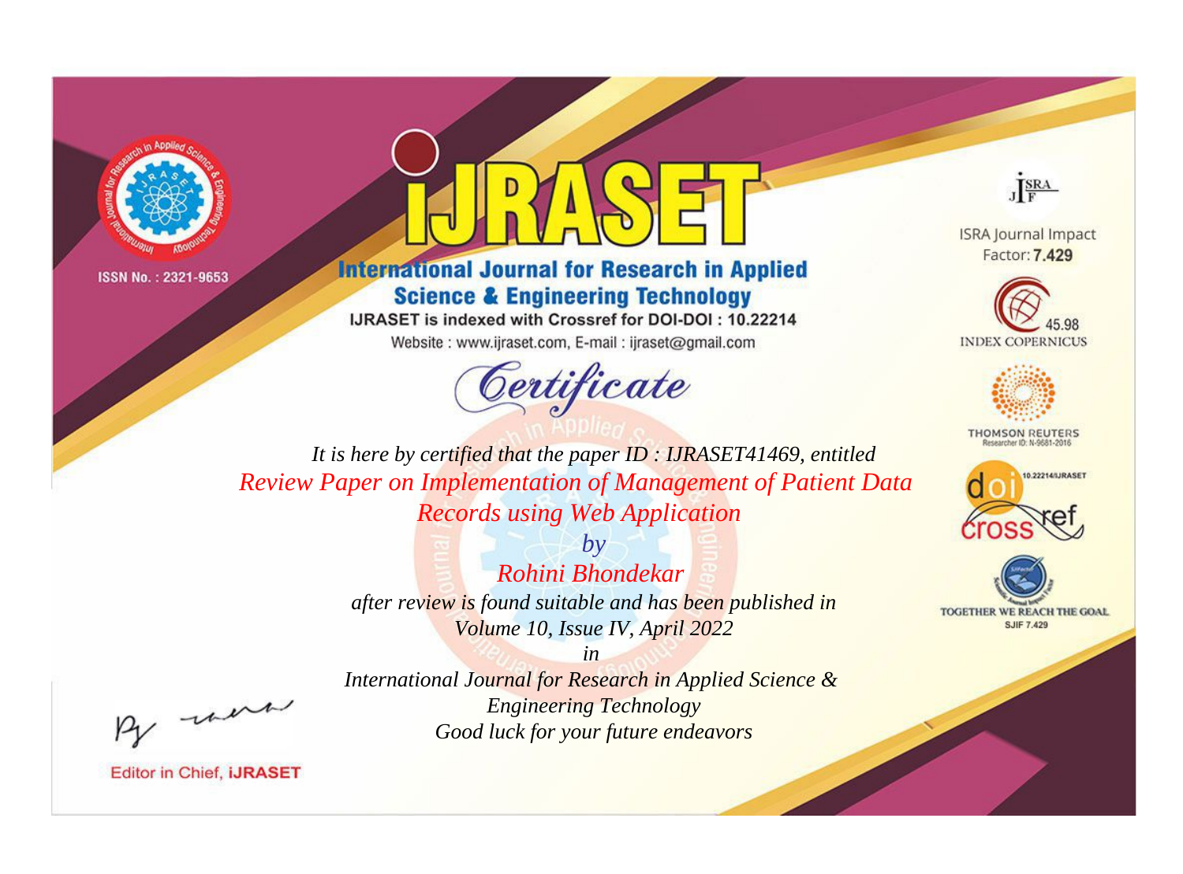ISSN No. : 2321-9653

# iJRASET

## International Journal for Research in Applied Science & Engineering Technology

IJRASET is indexed with Crossref for DOI-DOI : 10.22214

Website : www.ijraset.com, E-mail : ijraset@gmail.com

ISRA Journal Impact Factor: **7.429**

45.98 INDEX COPERNICUS

THOMSON REUTERS Researcher ID: N-9681-2016

10.22214/IJRASET

TOGETHER WE REACH THE GOAL SJIF 7.429

# *Certificate*

*It is here by certified that the paper ID : IJRASET41469, entitled*

*Review Paper on Implementation of Management of Patient Data Records using Web Application*

*by*

*Rohini Bhondekar*

*after review is found suitable and has been published in*

*Volume 10, Issue IV, April 2022*

*in*

*International Journal for Research in Applied Science & Engineering Technology*

*Good luck for your future endeavors*

Editor in Chief, **iJRASET**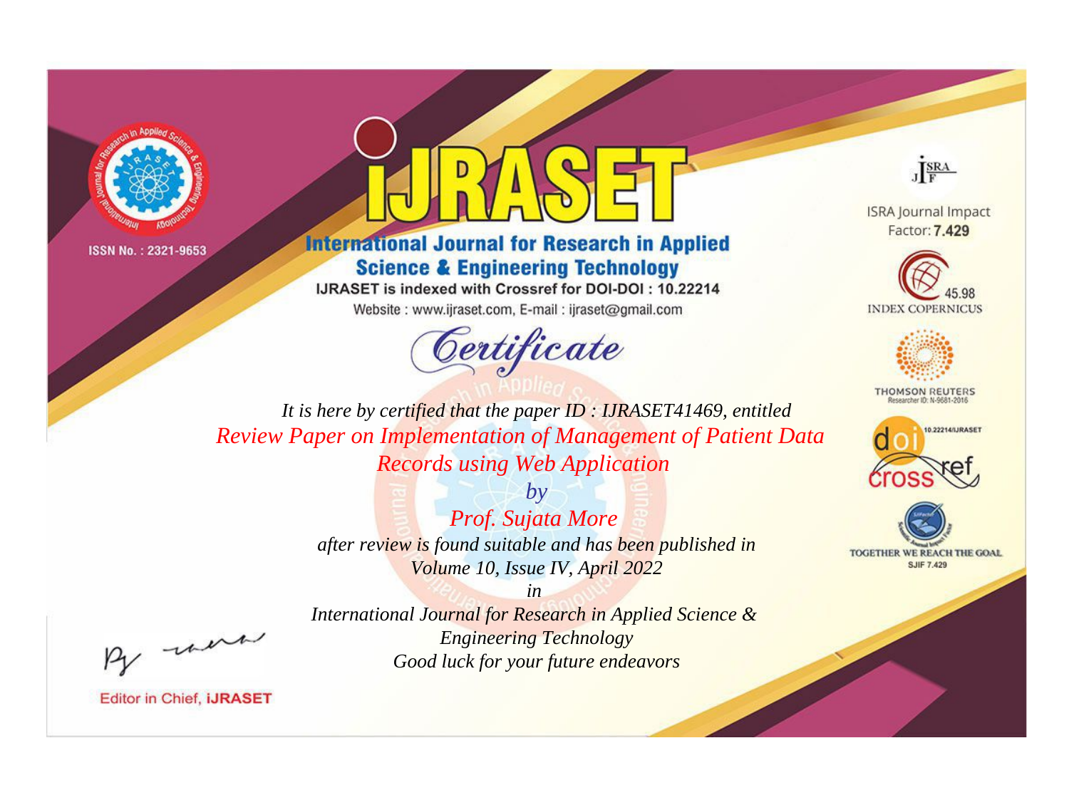ISSN No. : 2321-9653

# iJRASET

## International Journal for Research in Applied Science & Engineering Technology

IJRASET is indexed with Crossref for DOI-DOI : 10.22214

Website : www.ijraset.com, E-mail : ijraset@gmail.com

ISRA Journal Impact Factor: **7.429**

45.98 INDEX COPERNICUS

THOMSON REUTERS Researcher ID: N-9681-2016

10.22214/IJRASET

TOGETHER WE REACH THE GOAL SJIF 7.429

# *Certificate*

*It is here by certified that the paper ID : IJRASET41469, entitled*

*Review Paper on Implementation of Management of Patient Data Records using Web Application*

*by*

*Prof. Sujata More*

*after review is found suitable and has been published in*

*Volume 10, Issue IV, April 2022*

*in*

*International Journal for Research in Applied Science & Engineering Technology*

*Good luck for your future endeavors*

Editor in Chief, **iJRASET**